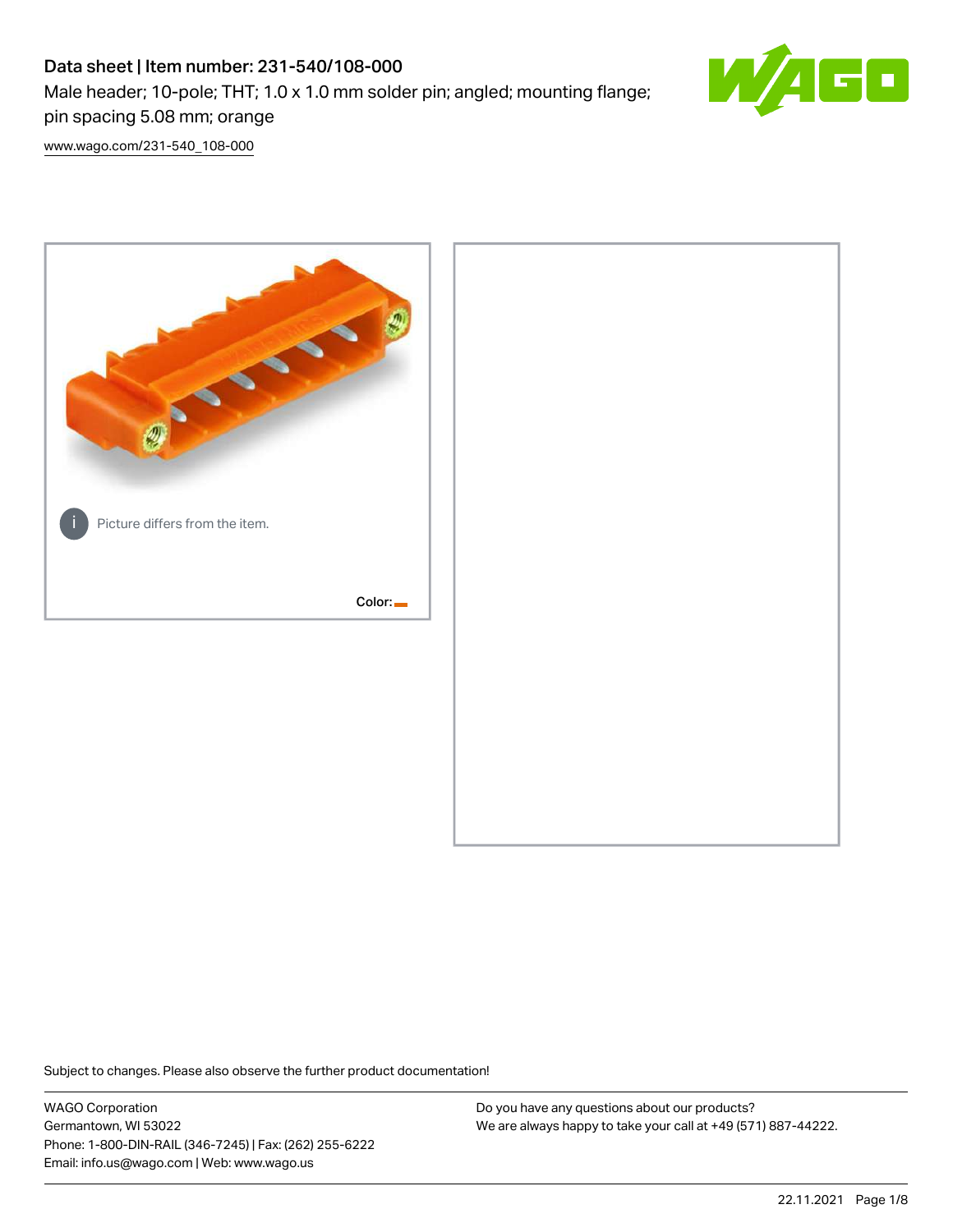# Data sheet | Item number: 231-540/108-000

Male header; 10-pole; THT; 1.0 x 1.0 mm solder pin; angled; mounting flange; pin spacing 5.08 mm; orange

www.wago.com/231-540_108-000

Picture differs from the item.

Color:

Subject to changes. Please also observe the further product documentation!

WAGO Corporation
Germantown, WI 53022
Phone: 1-800-DIN-RAIL (346-7245) | Fax: (262) 255-6222
Email: info.us@wago.com | Web: www.wago.us

Do you have any questions about our products?
We are always happy to take your call at +49 (571) 887-44222.

22.11.2021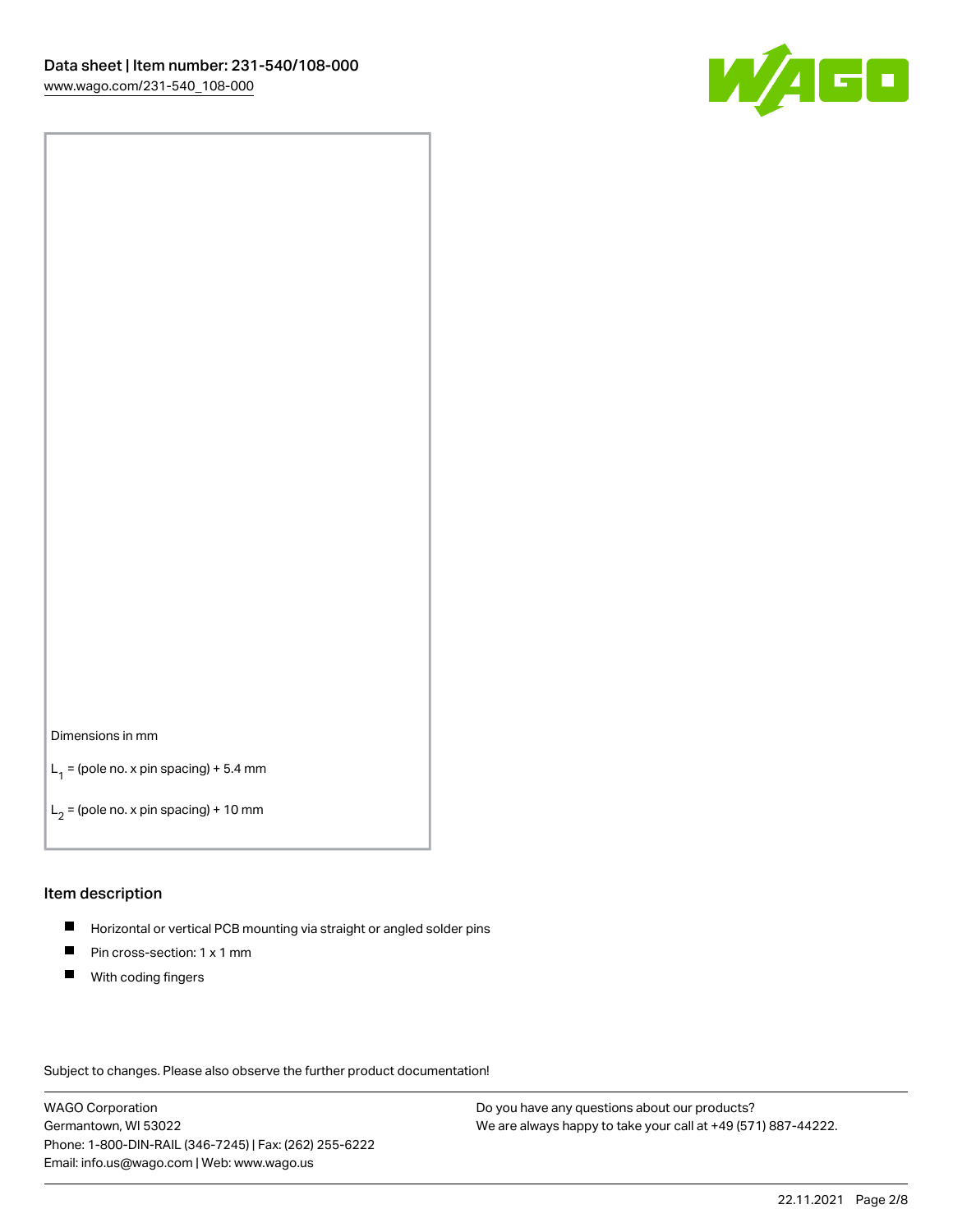Dimensions in mm

$L_1$ = (pole no. x pin spacing) + 5.4 mm

$L_2$ = (pole no. x pin spacing) + 10 mm

## Item description

- Horizontal or vertical PCB mounting via straight or angled solder pins
- Pin cross-section: 1 x 1 mm
- With coding fingers

Subject to changes. Please also observe the further product documentation!

WAGO Corporation
Germantown, WI 53022
Phone: 1-800-DIN-RAIL (346-7245) | Fax: (262) 255-6222
Email: info.us@wago.com | Web: www.wago.us

Do you have any questions about our products?
We are always happy to take your call at +49 (571) 887-44222.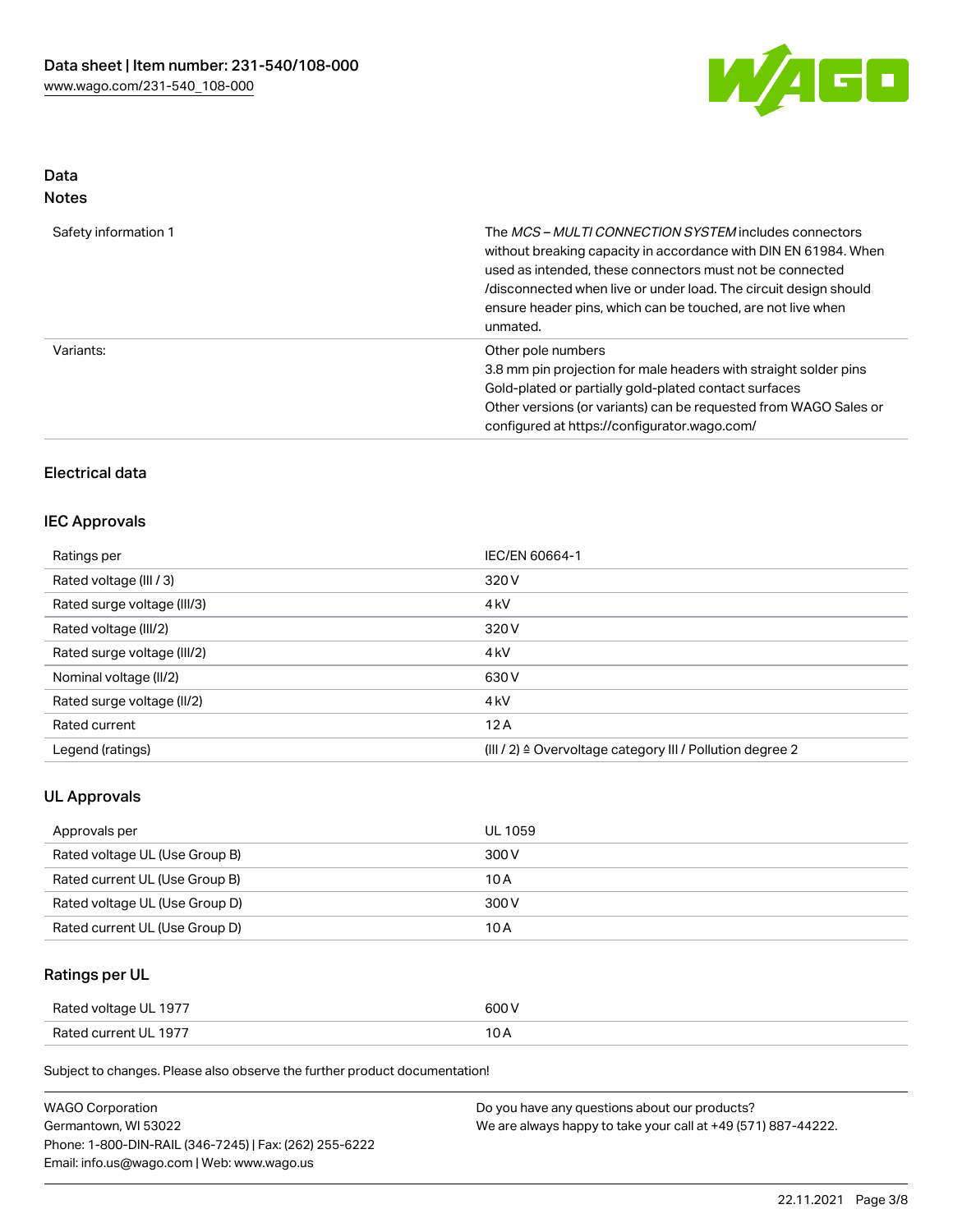## Data
### Notes

| | |
|---|---|
| Safety information 1 | The *MCS – MULTI CONNECTION SYSTEM* includes connectors without breaking capacity in accordance with DIN EN 61984. When used as intended, these connectors must not be connected /disconnected when live or under load. The circuit design should ensure header pins, which can be touched, are not live when unmated. |
| Variants: | Other pole numbers<br>3.8 mm pin projection for male headers with straight solder pins<br>Gold-plated or partially gold-plated contact surfaces<br>Other versions (or variants) can be requested from WAGO Sales or configured at https://configurator.wago.com/ |

## Electrical data

### IEC Approvals

| | |
|---|---|
| Ratings per | IEC/EN 60664-1 |
| Rated voltage (III / 3) | 320 V |
| Rated surge voltage (III/3) | 4 kV |
| Rated voltage (III/2) | 320 V |
| Rated surge voltage (III/2) | 4 kV |
| Nominal voltage (II/2) | 630 V |
| Rated surge voltage (II/2) | 4 kV |
| Rated current | 12 A |
| Legend (ratings) | (III / 2) ≙ Overvoltage category III / Pollution degree 2 |

### UL Approvals

| | |
|---|---|
| Approvals per | UL 1059 |
| Rated voltage UL (Use Group B) | 300 V |
| Rated current UL (Use Group B) | 10 A |
| Rated voltage UL (Use Group D) | 300 V |
| Rated current UL (Use Group D) | 10 A |

### Ratings per UL

| | |
|---|---|
| Rated voltage UL 1977 | 600 V |
| Rated current UL 1977 | 10 A |

Subject to changes. Please also observe the further product documentation!

WAGO Corporation
Germantown, WI 53022
Phone: 1-800-DIN-RAIL (346-7245) | Fax: (262) 255-6222
Email: info.us@wago.com | Web: www.wago.us

Do you have any questions about our products?
We are always happy to take your call at +49 (571) 887-44222.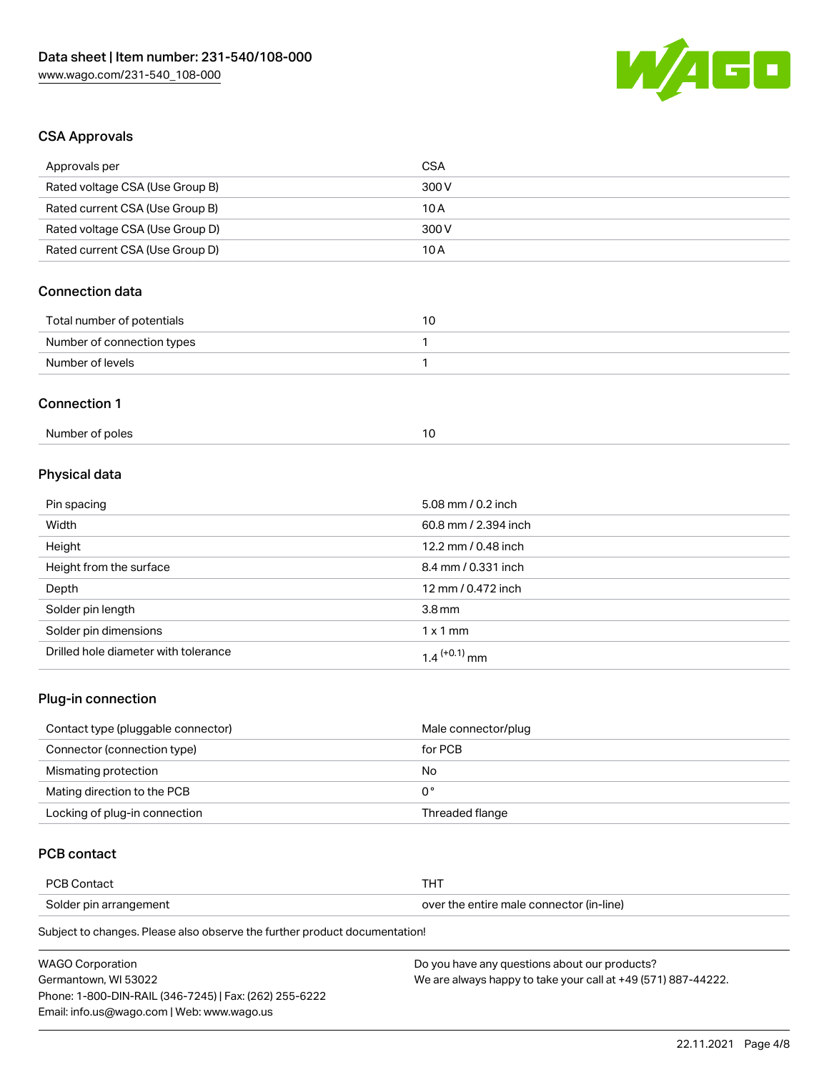## CSA Approvals

| Approvals per | CSA |
| --- | --- |
| Rated voltage CSA (Use Group B) | 300 V |
| Rated current CSA (Use Group B) | 10 A |
| Rated voltage CSA (Use Group D) | 300 V |
| Rated current CSA (Use Group D) | 10 A |

## Connection data

| Total number of potentials | 10 |
| --- | --- |
| Number of connection types | 1 |
| Number of levels | 1 |

## Connection 1

| Number of poles | 10 |
| --- | --- |

## Physical data

| Pin spacing | 5.08 mm / 0.2 inch |
| --- | --- |
| Width | 60.8 mm / 2.394 inch |
| Height | 12.2 mm / 0.48 inch |
| Height from the surface | 8.4 mm / 0.331 inch |
| Depth | 12 mm / 0.472 inch |
| Solder pin length | 3.8 mm |
| Solder pin dimensions | 1 x 1 mm |
| Drilled hole diameter with tolerance | $1.4^{(+0.1)}$ mm |

## Plug-in connection

| Contact type (pluggable connector) | Male connector/plug |
| --- | --- |
| Connector (connection type) | for PCB |
| Mismating protection | No |
| Mating direction to the PCB | 0 ° |
| Locking of plug-in connection | Threaded flange |

## PCB contact

| PCB Contact | THT |
| --- | --- |
| Solder pin arrangement | over the entire male connector (in-line) |

Subject to changes. Please also observe the further product documentation!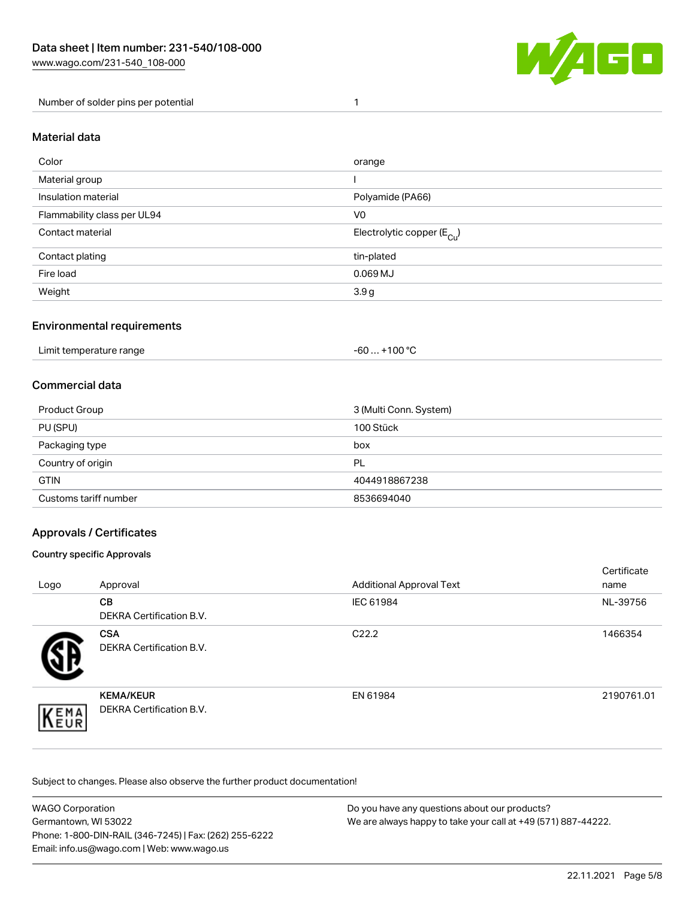| Number of solder pins per potential | 1 |
| --- | --- |

## Material data

| Color | orange |
| --- | --- |
| Material group | I |
| Insulation material | Polyamide (PA66) |
| Flammability class per UL94 | V0 |
| Contact material | Electrolytic copper ($E_{Cu}$) |
| Contact plating | tin-plated |
| Fire load | 0.069 MJ |
| Weight | 3.9 g |

## Environmental requirements

| Limit temperature range | -60 … +100 °C |
| --- | --- |

## Commercial data

| Product Group | 3 (Multi Conn. System) |
| --- | --- |
| PU (SPU) | 100 Stück |
| Packaging type | box |
| Country of origin | PL |
| GTIN | 4044918867238 |
| Customs tariff number | 8536694040 |

## Approvals / Certificates

### Country specific Approvals

| Logo | Approval | Additional Approval Text | Certificate name |
| --- | --- | --- | --- |
| | **CB** DEKRA Certification B.V. | IEC 61984 | NL-39756 |
| | **CSA** DEKRA Certification B.V. | C22.2 | 1466354 |
| | **KEMA/KEUR** DEKRA Certification B.V. | EN 61984 | 2190761.01 |

Subject to changes. Please also observe the further product documentation!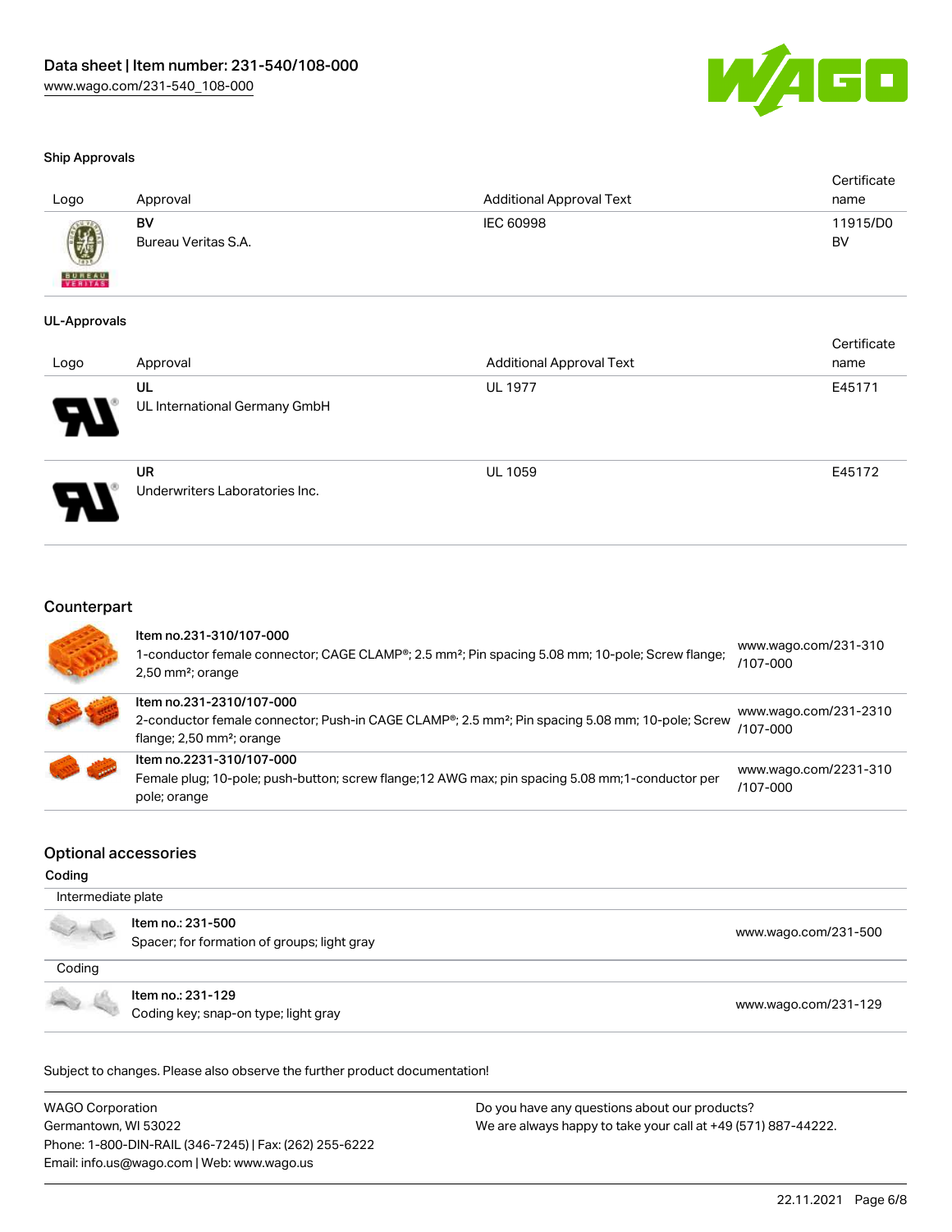### Ship Approvals

| Logo | Approval | Additional Approval Text | Certificate name |
|---|---|---|---|
| | **BV**<br>Bureau Veritas S.A. | IEC 60998 | 11915/D0 BV |

### UL-Approvals

| Logo | Approval | Additional Approval Text | Certificate name |
|---|---|---|---|
| | **UL**<br>UL International Germany GmbH | UL 1977 | E45171 |
| | **UR**<br>Underwriters Laboratories Inc. | UL 1059 | E45172 |

## Counterpart

| | | |
|---|---|---|
| | **Item no.231-310/107-000**<br>1-conductor female connector; CAGE CLAMP®; 2.5 mm²; Pin spacing 5.08 mm; 10-pole; Screw flange; 2,50 mm²; orange | www.wago.com/231-310/107-000 |
| | **Item no.231-2310/107-000**<br>2-conductor female connector; Push-in CAGE CLAMP®; 2.5 mm²; Pin spacing 5.08 mm; 10-pole; Screw flange; 2,50 mm²; orange | www.wago.com/231-2310/107-000 |
| | **Item no.2231-310/107-000**<br>Female plug; 10-pole; push-button; screw flange;12 AWG max; pin spacing 5.08 mm;1-conductor per pole; orange | www.wago.com/2231-310/107-000 |

## Optional accessories

### Coding

| | | |
|---|---|---|
| Intermediate plate | | |
| | **Item no.: 231-500**<br>Spacer; for formation of groups; light gray | www.wago.com/231-500 |
| Coding | | |
| | **Item no.: 231-129**<br>Coding key; snap-on type; light gray | www.wago.com/231-129 |

Subject to changes. Please also observe the further product documentation!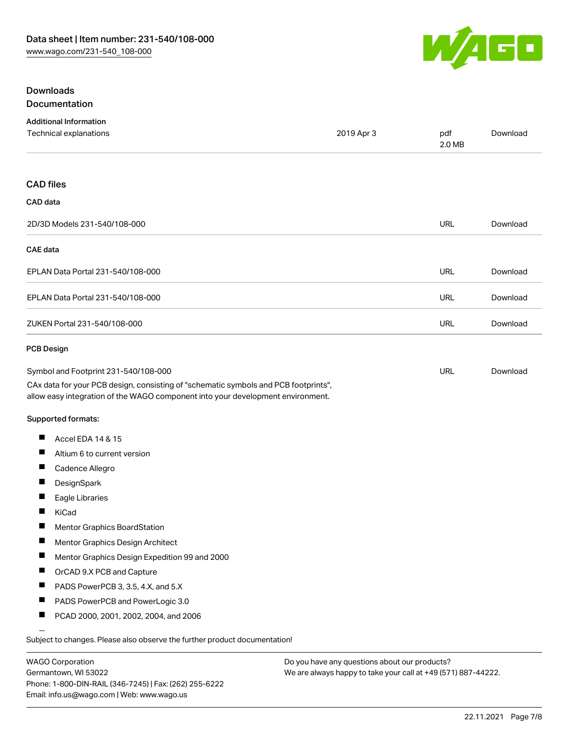## Downloads

### Documentation

**Additional Information**

| Technical explanations | 2019 Apr 3 | pdf 2.0 MB | Download |
|---|---|---|---|

### CAD files

**CAD data**

| 2D/3D Models 231-540/108-000 | URL | Download |
|---|---|---|

**CAE data**

| EPLAN Data Portal 231-540/108-000 | URL | Download |
|---|---|---|
| EPLAN Data Portal 231-540/108-000 | URL | Download |
| ZUKEN Portal 231-540/108-000 | URL | Download |

**PCB Design**

| Symbol and Footprint 231-540/108-000 | URL | Download |
|---|---|---|

CAx data for your PCB design, consisting of "schematic symbols and PCB footprints", allow easy integration of the WAGO component into your development environment.

**Supported formats:**

- Accel EDA 14 & 15
- Altium 6 to current version
- Cadence Allegro
- DesignSpark
- Eagle Libraries
- KiCad
- Mentor Graphics BoardStation
- Mentor Graphics Design Architect
- Mentor Graphics Design Expedition 99 and 2000
- OrCAD 9.X PCB and Capture
- PADS PowerPCB 3, 3.5, 4.X, and 5.X
- PADS PowerPCB and PowerLogic 3.0
- PCAD 2000, 2001, 2002, 2004, and 2006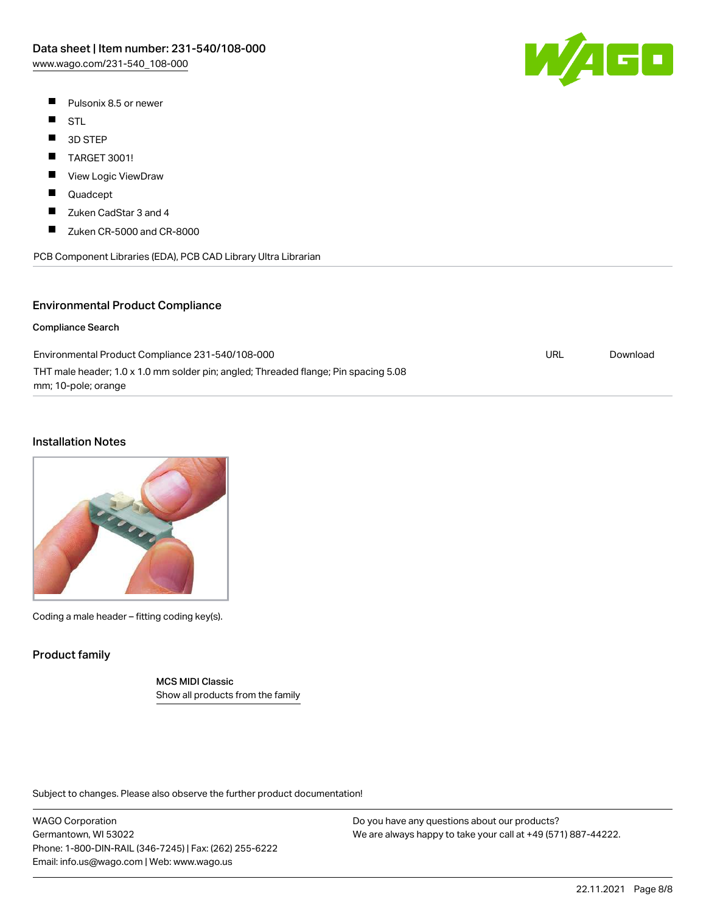- Pulsonix 8.5 or newer
- STL
- 3D STEP
- TARGET 3001!
- View Logic ViewDraw
- Quadcept
- Zuken CadStar 3 and 4
- Zuken CR-5000 and CR-8000

PCB Component Libraries (EDA), PCB CAD Library Ultra Librarian

## Environmental Product Compliance

**Compliance Search**

| | | |
|---|---|---|
| Environmental Product Compliance 231-540/108-000<br>THT male header; 1.0 x 1.0 mm solder pin; angled; Threaded flange; Pin spacing 5.08 mm; 10-pole; orange | URL | Download |

## Installation Notes

Coding a male header – fitting coding key(s).

## Product family

**MCS MIDI Classic**
Show all products from the family

Subject to changes. Please also observe the further product documentation!

WAGO Corporation
Germantown, WI 53022
Phone: 1-800-DIN-RAIL (346-7245) | Fax: (262) 255-6222
Email: info.us@wago.com | Web: www.wago.us

Do you have any questions about our products?
We are always happy to take your call at +49 (571) 887-44222.

22.11.2021